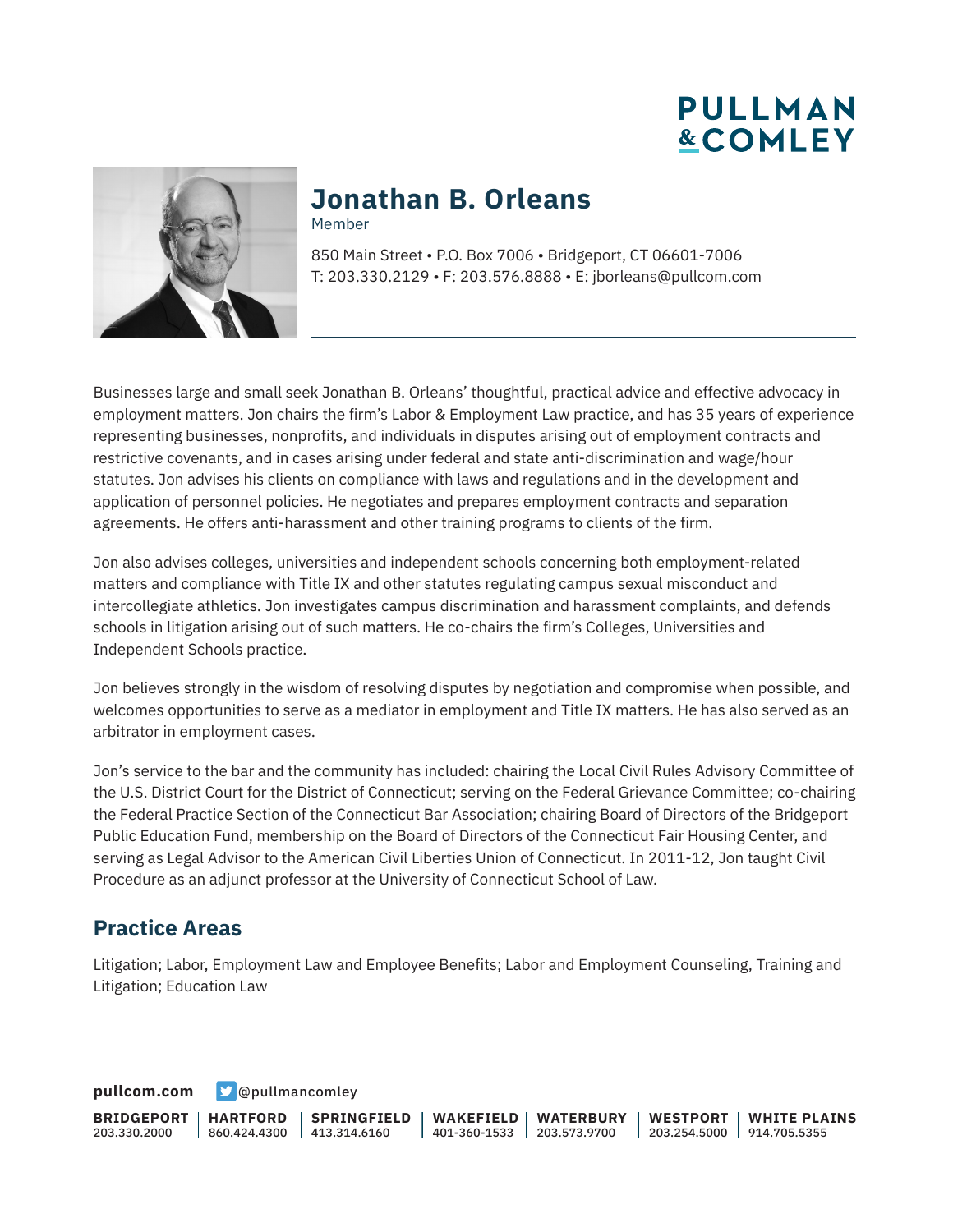PULLMAN & COMLEY

# Jonathan B. Orleans

Member

850 Main Street • P.O. Box 7006 • Bridgeport, CT 06601-7006
T: 203.330.2129 • F: 203.576.8888 • E: jborleans@pullcom.com

Businesses large and small seek Jonathan B. Orleans' thoughtful, practical advice and effective advocacy in employment matters. Jon chairs the firm's Labor & Employment Law practice, and has 35 years of experience representing businesses, nonprofits, and individuals in disputes arising out of employment contracts and restrictive covenants, and in cases arising under federal and state anti-discrimination and wage/hour statutes. Jon advises his clients on compliance with laws and regulations and in the development and application of personnel policies. He negotiates and prepares employment contracts and separation agreements. He offers anti-harassment and other training programs to clients of the firm.

Jon also advises colleges, universities and independent schools concerning both employment-related matters and compliance with Title IX and other statutes regulating campus sexual misconduct and intercollegiate athletics. Jon investigates campus discrimination and harassment complaints, and defends schools in litigation arising out of such matters. He co-chairs the firm's Colleges, Universities and Independent Schools practice.

Jon believes strongly in the wisdom of resolving disputes by negotiation and compromise when possible, and welcomes opportunities to serve as a mediator in employment and Title IX matters. He has also served as an arbitrator in employment cases.

Jon's service to the bar and the community has included: chairing the Local Civil Rules Advisory Committee of the U.S. District Court for the District of Connecticut; serving on the Federal Grievance Committee; co-chairing the Federal Practice Section of the Connecticut Bar Association; chairing Board of Directors of the Bridgeport Public Education Fund, membership on the Board of Directors of the Connecticut Fair Housing Center, and serving as Legal Advisor to the American Civil Liberties Union of Connecticut. In 2011-12, Jon taught Civil Procedure as an adjunct professor at the University of Connecticut School of Law.

## Practice Areas

Litigation; Labor, Employment Law and Employee Benefits; Labor and Employment Counseling, Training and Litigation; Education Law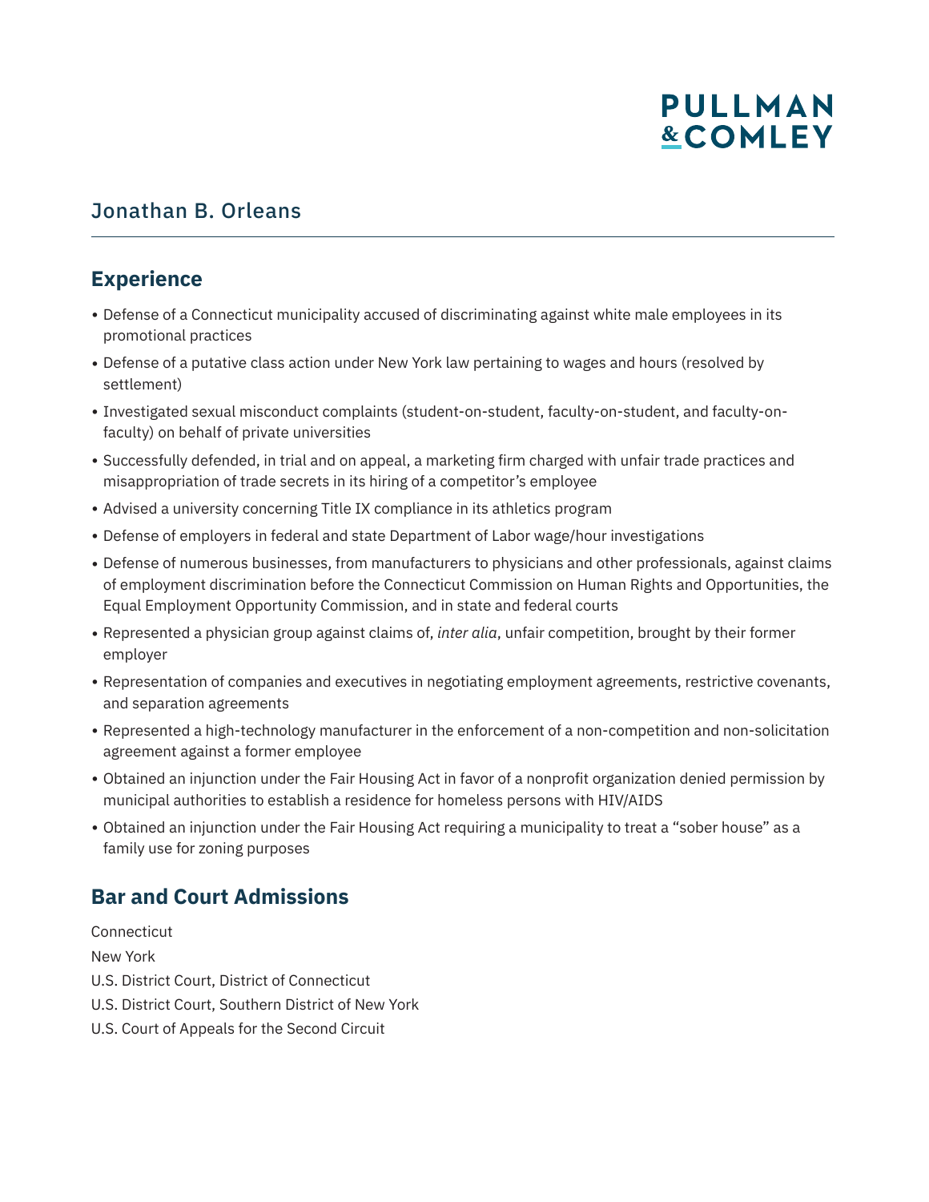# Jonathan B. Orleans

## Experience

- Defense of a Connecticut municipality accused of discriminating against white male employees in its promotional practices
- Defense of a putative class action under New York law pertaining to wages and hours (resolved by settlement)
- Investigated sexual misconduct complaints (student-on-student, faculty-on-student, and faculty-on-faculty) on behalf of private universities
- Successfully defended, in trial and on appeal, a marketing firm charged with unfair trade practices and misappropriation of trade secrets in its hiring of a competitor's employee
- Advised a university concerning Title IX compliance in its athletics program
- Defense of employers in federal and state Department of Labor wage/hour investigations
- Defense of numerous businesses, from manufacturers to physicians and other professionals, against claims of employment discrimination before the Connecticut Commission on Human Rights and Opportunities, the Equal Employment Opportunity Commission, and in state and federal courts
- Represented a physician group against claims of, *inter alia*, unfair competition, brought by their former employer
- Representation of companies and executives in negotiating employment agreements, restrictive covenants, and separation agreements
- Represented a high-technology manufacturer in the enforcement of a non-competition and non-solicitation agreement against a former employee
- Obtained an injunction under the Fair Housing Act in favor of a nonprofit organization denied permission by municipal authorities to establish a residence for homeless persons with HIV/AIDS
- Obtained an injunction under the Fair Housing Act requiring a municipality to treat a "sober house" as a family use for zoning purposes

## Bar and Court Admissions

Connecticut

New York

U.S. District Court, District of Connecticut

U.S. District Court, Southern District of New York

U.S. Court of Appeals for the Second Circuit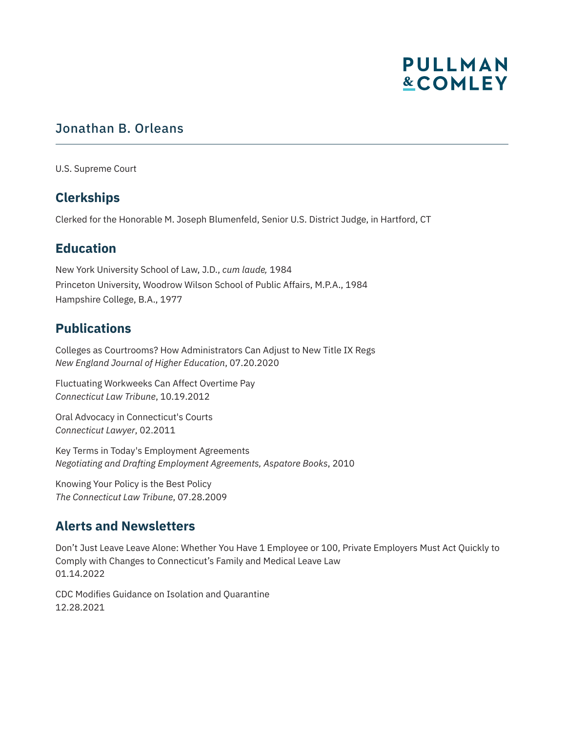# Jonathan B. Orleans

U.S. Supreme Court

## Clerkships

Clerked for the Honorable M. Joseph Blumenfeld, Senior U.S. District Judge, in Hartford, CT

## Education

New York University School of Law, J.D., *cum laude,* 1984
Princeton University, Woodrow Wilson School of Public Affairs, M.P.A., 1984
Hampshire College, B.A., 1977

## Publications

Colleges as Courtrooms? How Administrators Can Adjust to New Title IX Regs
*New England Journal of Higher Education*, 07.20.2020

Fluctuating Workweeks Can Affect Overtime Pay
*Connecticut Law Tribune*, 10.19.2012

Oral Advocacy in Connecticut's Courts
*Connecticut Lawyer*, 02.2011

Key Terms in Today's Employment Agreements
*Negotiating and Drafting Employment Agreements, Aspatore Books*, 2010

Knowing Your Policy is the Best Policy
*The Connecticut Law Tribune*, 07.28.2009

## Alerts and Newsletters

Don't Just Leave Leave Alone: Whether You Have 1 Employee or 100, Private Employers Must Act Quickly to Comply with Changes to Connecticut's Family and Medical Leave Law
01.14.2022

CDC Modifies Guidance on Isolation and Quarantine
12.28.2021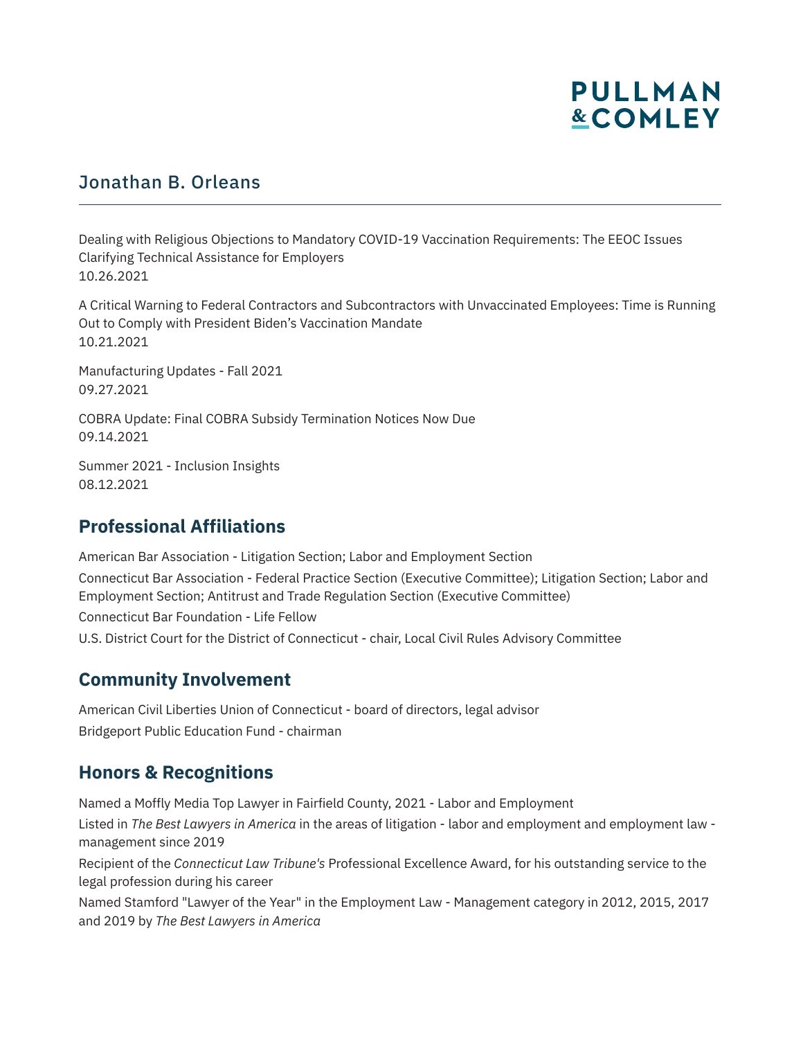Jonathan B. Orleans

Dealing with Religious Objections to Mandatory COVID-19 Vaccination Requirements: The EEOC Issues Clarifying Technical Assistance for Employers
10.26.2021

A Critical Warning to Federal Contractors and Subcontractors with Unvaccinated Employees: Time is Running Out to Comply with President Biden's Vaccination Mandate
10.21.2021

Manufacturing Updates - Fall 2021
09.27.2021

COBRA Update: Final COBRA Subsidy Termination Notices Now Due
09.14.2021

Summer 2021 - Inclusion Insights
08.12.2021

## Professional Affiliations

American Bar Association - Litigation Section; Labor and Employment Section

Connecticut Bar Association - Federal Practice Section (Executive Committee); Litigation Section; Labor and Employment Section; Antitrust and Trade Regulation Section (Executive Committee)

Connecticut Bar Foundation - Life Fellow

U.S. District Court for the District of Connecticut - chair, Local Civil Rules Advisory Committee

## Community Involvement

American Civil Liberties Union of Connecticut - board of directors, legal advisor

Bridgeport Public Education Fund - chairman

## Honors & Recognitions

Named a Moffly Media Top Lawyer in Fairfield County, 2021 - Labor and Employment

Listed in *The Best Lawyers in America* in the areas of litigation - labor and employment and employment law - management since 2019

Recipient of the *Connecticut Law Tribune's* Professional Excellence Award, for his outstanding service to the legal profession during his career

Named Stamford "Lawyer of the Year" in the Employment Law - Management category in 2012, 2015, 2017 and 2019 by *The Best Lawyers in America*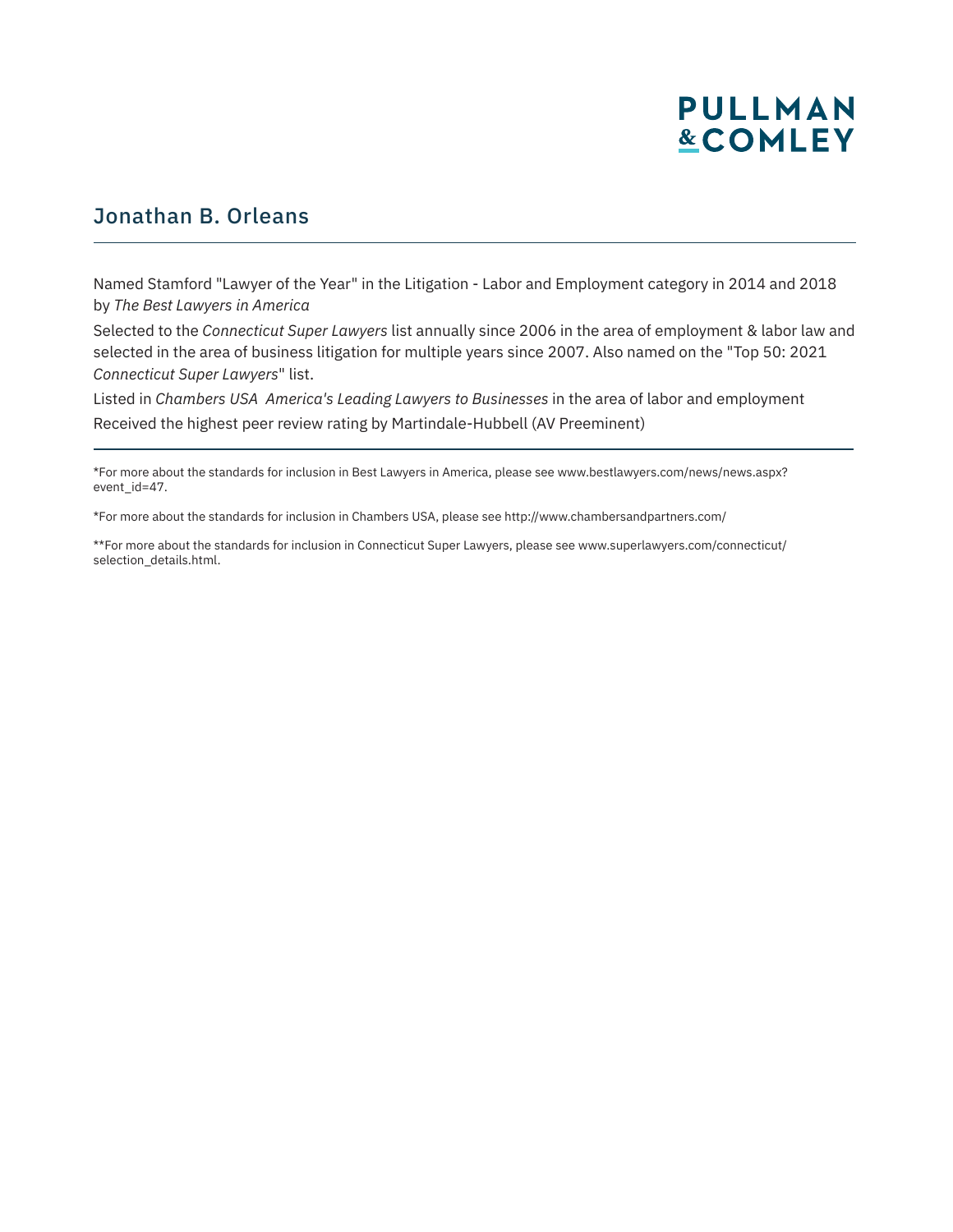Named Stamford "Lawyer of the Year" in the Litigation - Labor and Employment category in 2014 and 2018 by *The Best Lawyers in America*

Selected to the *Connecticut Super Lawyers* list annually since 2006 in the area of employment & labor law and selected in the area of business litigation for multiple years since 2007. Also named on the "Top 50: 2021 *Connecticut Super Lawyers*" list.

Listed in *Chambers USA  America's Leading Lawyers to Businesses* in the area of labor and employment

Received the highest peer review rating by Martindale-Hubbell (AV Preeminent)

---

*For more about the standards for inclusion in Best Lawyers in America, please see www.bestlawyers.com/news/news.aspx?event_id=47.

*For more about the standards for inclusion in Chambers USA, please see http://www.chambersandpartners.com/

**For more about the standards for inclusion in Connecticut Super Lawyers, please see www.superlawyers.com/connecticut/selection_details.html.